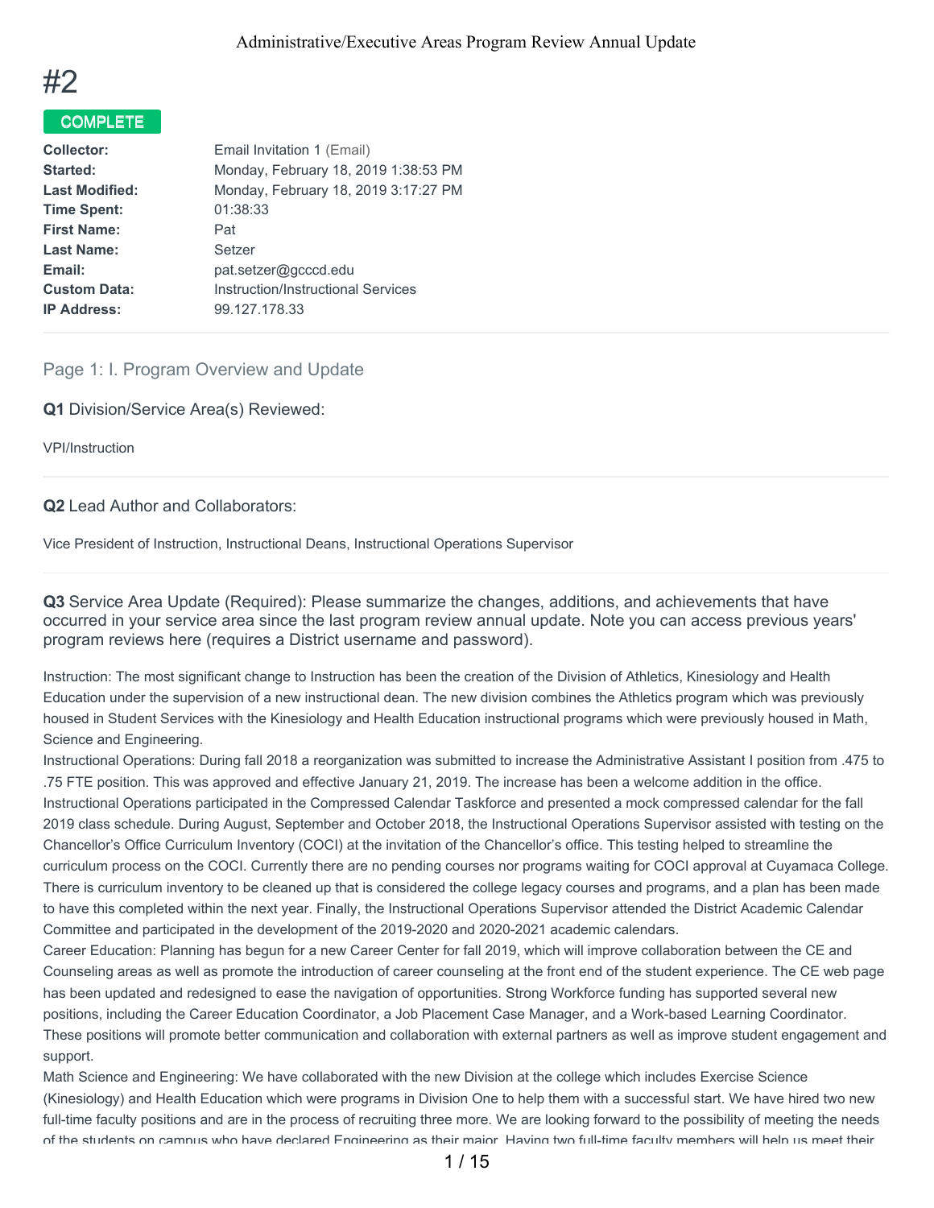# #2

**COMPLETE**

| | |
|---|---|
| **Collector:** | Email Invitation 1 (Email) |
| **Started:** | Monday, February 18, 2019 1:38:53 PM |
| **Last Modified:** | Monday, February 18, 2019 3:17:27 PM |
| **Time Spent:** | 01:38:33 |
| **First Name:** | Pat |
| **Last Name:** | Setzer |
| **Email:** | pat.setzer@gcccd.edu |
| **Custom Data:** | Instruction/Instructional Services |
| **IP Address:** | 99.127.178.33 |

## Page 1: I. Program Overview and Update

**Q1** Division/Service Area(s) Reviewed:

VPI/Instruction

**Q2** Lead Author and Collaborators:

Vice President of Instruction, Instructional Deans, Instructional Operations Supervisor

**Q3** Service Area Update (Required): Please summarize the changes, additions, and achievements that have occurred in your service area since the last program review annual update. Note you can access previous years' program reviews here (requires a District username and password).

Instruction: The most significant change to Instruction has been the creation of the Division of Athletics, Kinesiology and Health Education under the supervision of a new instructional dean. The new division combines the Athletics program which was previously housed in Student Services with the Kinesiology and Health Education instructional programs which were previously housed in Math, Science and Engineering.

Instructional Operations: During fall 2018 a reorganization was submitted to increase the Administrative Assistant I position from .475 to .75 FTE position. This was approved and effective January 21, 2019. The increase has been a welcome addition in the office. Instructional Operations participated in the Compressed Calendar Taskforce and presented a mock compressed calendar for the fall 2019 class schedule. During August, September and October 2018, the Instructional Operations Supervisor assisted with testing on the Chancellor's Office Curriculum Inventory (COCI) at the invitation of the Chancellor's office. This testing helped to streamline the curriculum process on the COCI. Currently there are no pending courses nor programs waiting for COCI approval at Cuyamaca College. There is curriculum inventory to be cleaned up that is considered the college legacy courses and programs, and a plan has been made to have this completed within the next year. Finally, the Instructional Operations Supervisor attended the District Academic Calendar Committee and participated in the development of the 2019-2020 and 2020-2021 academic calendars.

Career Education: Planning has begun for a new Career Center for fall 2019, which will improve collaboration between the CE and Counseling areas as well as promote the introduction of career counseling at the front end of the student experience. The CE web page has been updated and redesigned to ease the navigation of opportunities. Strong Workforce funding has supported several new positions, including the Career Education Coordinator, a Job Placement Case Manager, and a Work-based Learning Coordinator. These positions will promote better communication and collaboration with external partners as well as improve student engagement and support.

Math Science and Engineering: We have collaborated with the new Division at the college which includes Exercise Science (Kinesiology) and Health Education which were programs in Division One to help them with a successful start. We have hired two new full-time faculty positions and are in the process of recruiting three more. We are looking forward to the possibility of meeting the needs of the students on campus who have declared Engineering as their major. Having two full-time faculty members will help us meet their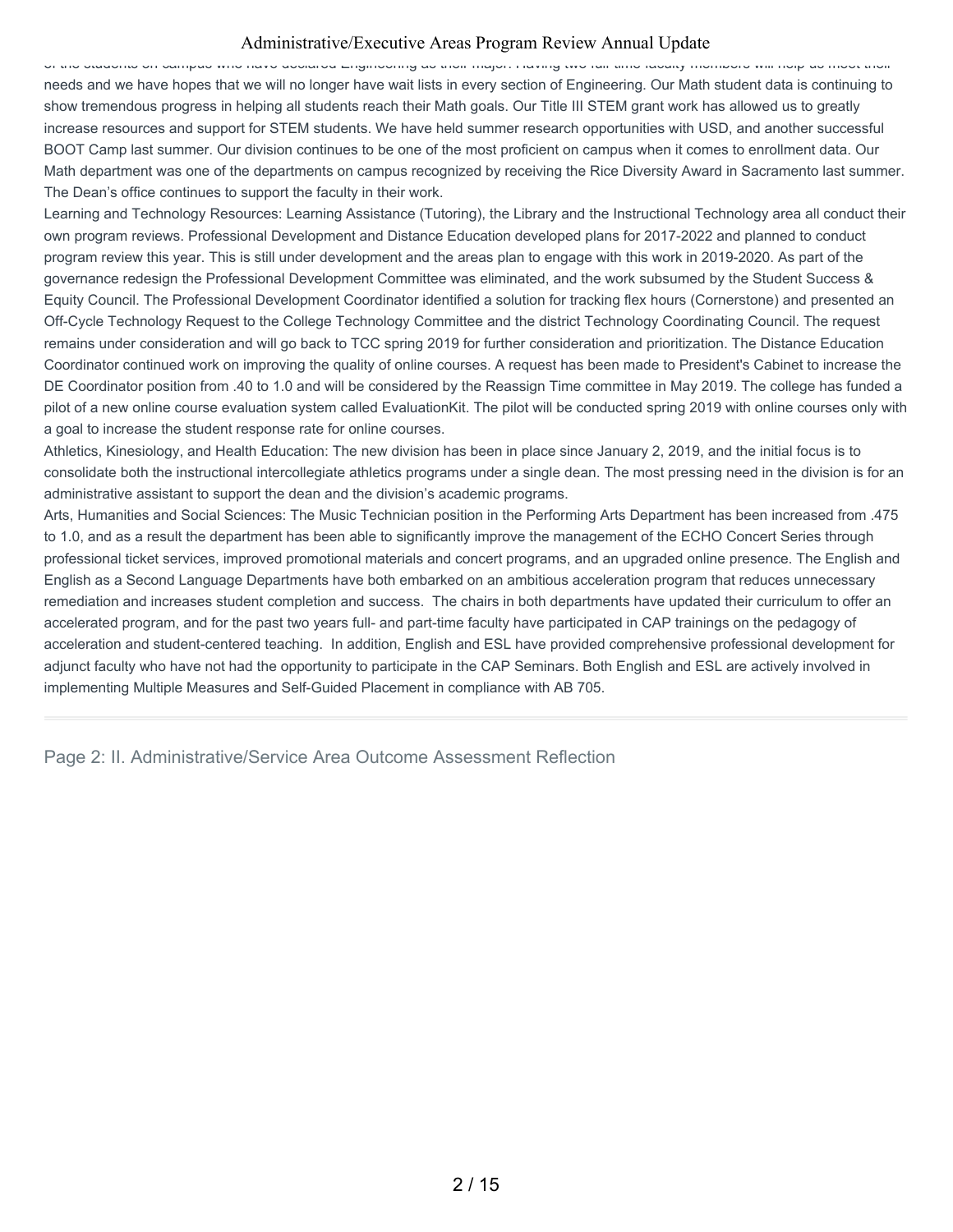of the students on campus who have declared Engineering as their major. Having two full-time faculty members will help us meet their needs and we have hopes that we will no longer have wait lists in every section of Engineering. Our Math student data is continuing to show tremendous progress in helping all students reach their Math goals. Our Title III STEM grant work has allowed us to greatly increase resources and support for STEM students. We have held summer research opportunities with USD, and another successful BOOT Camp last summer. Our division continues to be one of the most proficient on campus when it comes to enrollment data. Our Math department was one of the departments on campus recognized by receiving the Rice Diversity Award in Sacramento last summer. The Dean's office continues to support the faculty in their work.

Learning and Technology Resources: Learning Assistance (Tutoring), the Library and the Instructional Technology area all conduct their own program reviews. Professional Development and Distance Education developed plans for 2017-2022 and planned to conduct program review this year. This is still under development and the areas plan to engage with this work in 2019-2020. As part of the governance redesign the Professional Development Committee was eliminated, and the work subsumed by the Student Success & Equity Council. The Professional Development Coordinator identified a solution for tracking flex hours (Cornerstone) and presented an Off-Cycle Technology Request to the College Technology Committee and the district Technology Coordinating Council. The request remains under consideration and will go back to TCC spring 2019 for further consideration and prioritization. The Distance Education Coordinator continued work on improving the quality of online courses. A request has been made to President's Cabinet to increase the DE Coordinator position from .40 to 1.0 and will be considered by the Reassign Time committee in May 2019. The college has funded a pilot of a new online course evaluation system called EvaluationKit. The pilot will be conducted spring 2019 with online courses only with a goal to increase the student response rate for online courses.

Athletics, Kinesiology, and Health Education: The new division has been in place since January 2, 2019, and the initial focus is to consolidate both the instructional intercollegiate athletics programs under a single dean. The most pressing need in the division is for an administrative assistant to support the dean and the division's academic programs.

Arts, Humanities and Social Sciences: The Music Technician position in the Performing Arts Department has been increased from .475 to 1.0, and as a result the department has been able to significantly improve the management of the ECHO Concert Series through professional ticket services, improved promotional materials and concert programs, and an upgraded online presence. The English and English as a Second Language Departments have both embarked on an ambitious acceleration program that reduces unnecessary remediation and increases student completion and success. The chairs in both departments have updated their curriculum to offer an accelerated program, and for the past two years full- and part-time faculty have participated in CAP trainings on the pedagogy of acceleration and student-centered teaching. In addition, English and ESL have provided comprehensive professional development for adjunct faculty who have not had the opportunity to participate in the CAP Seminars. Both English and ESL are actively involved in implementing Multiple Measures and Self-Guided Placement in compliance with AB 705.

## Page 2: II. Administrative/Service Area Outcome Assessment Reflection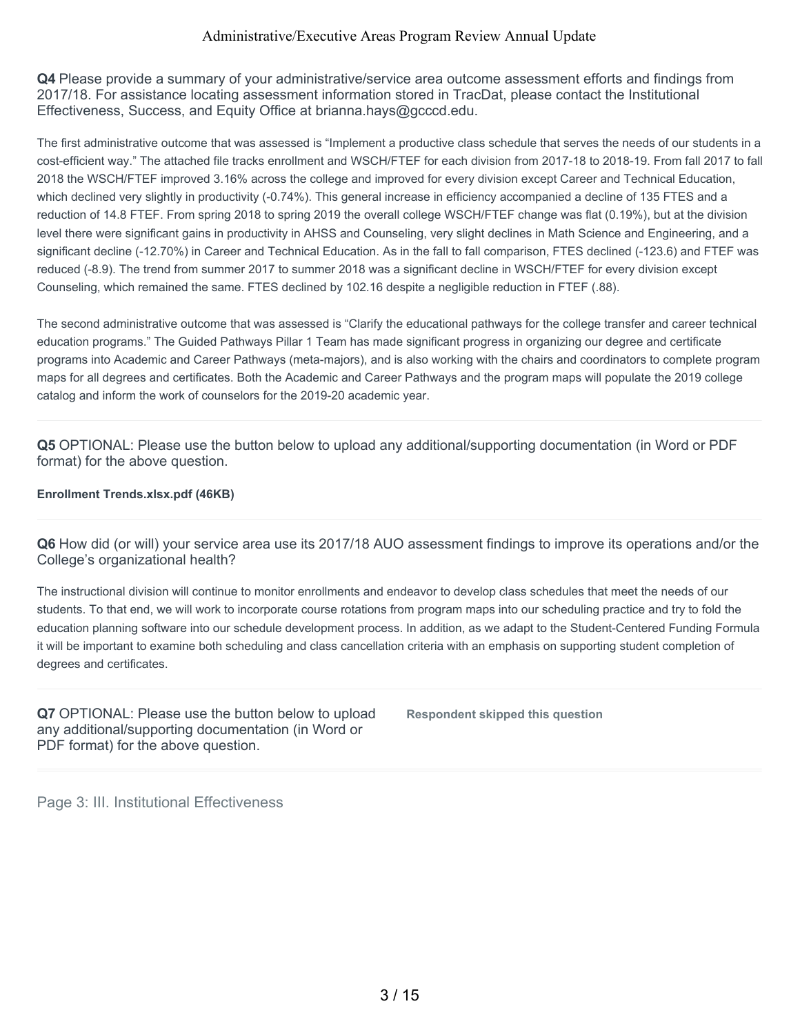**Q4** Please provide a summary of your administrative/service area outcome assessment efforts and findings from 2017/18. For assistance locating assessment information stored in TracDat, please contact the Institutional Effectiveness, Success, and Equity Office at brianna.hays@gcccd.edu.

The first administrative outcome that was assessed is "Implement a productive class schedule that serves the needs of our students in a cost-efficient way." The attached file tracks enrollment and WSCH/FTEF for each division from 2017-18 to 2018-19. From fall 2017 to fall 2018 the WSCH/FTEF improved 3.16% across the college and improved for every division except Career and Technical Education, which declined very slightly in productivity (-0.74%). This general increase in efficiency accompanied a decline of 135 FTES and a reduction of 14.8 FTEF. From spring 2018 to spring 2019 the overall college WSCH/FTEF change was flat (0.19%), but at the division level there were significant gains in productivity in AHSS and Counseling, very slight declines in Math Science and Engineering, and a significant decline (-12.70%) in Career and Technical Education. As in the fall to fall comparison, FTES declined (-123.6) and FTEF was reduced (-8.9). The trend from summer 2017 to summer 2018 was a significant decline in WSCH/FTEF for every division except Counseling, which remained the same. FTES declined by 102.16 despite a negligible reduction in FTEF (.88).

The second administrative outcome that was assessed is "Clarify the educational pathways for the college transfer and career technical education programs." The Guided Pathways Pillar 1 Team has made significant progress in organizing our degree and certificate programs into Academic and Career Pathways (meta-majors), and is also working with the chairs and coordinators to complete program maps for all degrees and certificates. Both the Academic and Career Pathways and the program maps will populate the 2019 college catalog and inform the work of counselors for the 2019-20 academic year.

**Q5** OPTIONAL: Please use the button below to upload any additional/supporting documentation (in Word or PDF format) for the above question.

**Enrollment Trends.xlsx.pdf (46KB)**

**Q6** How did (or will) your service area use its 2017/18 AUO assessment findings to improve its operations and/or the College's organizational health?

The instructional division will continue to monitor enrollments and endeavor to develop class schedules that meet the needs of our students. To that end, we will work to incorporate course rotations from program maps into our scheduling practice and try to fold the education planning software into our schedule development process. In addition, as we adapt to the Student-Centered Funding Formula it will be important to examine both scheduling and class cancellation criteria with an emphasis on supporting student completion of degrees and certificates.

**Q7** OPTIONAL: Please use the button below to upload any additional/supporting documentation (in Word or PDF format) for the above question.

**Respondent skipped this question**

## Page 3: III. Institutional Effectiveness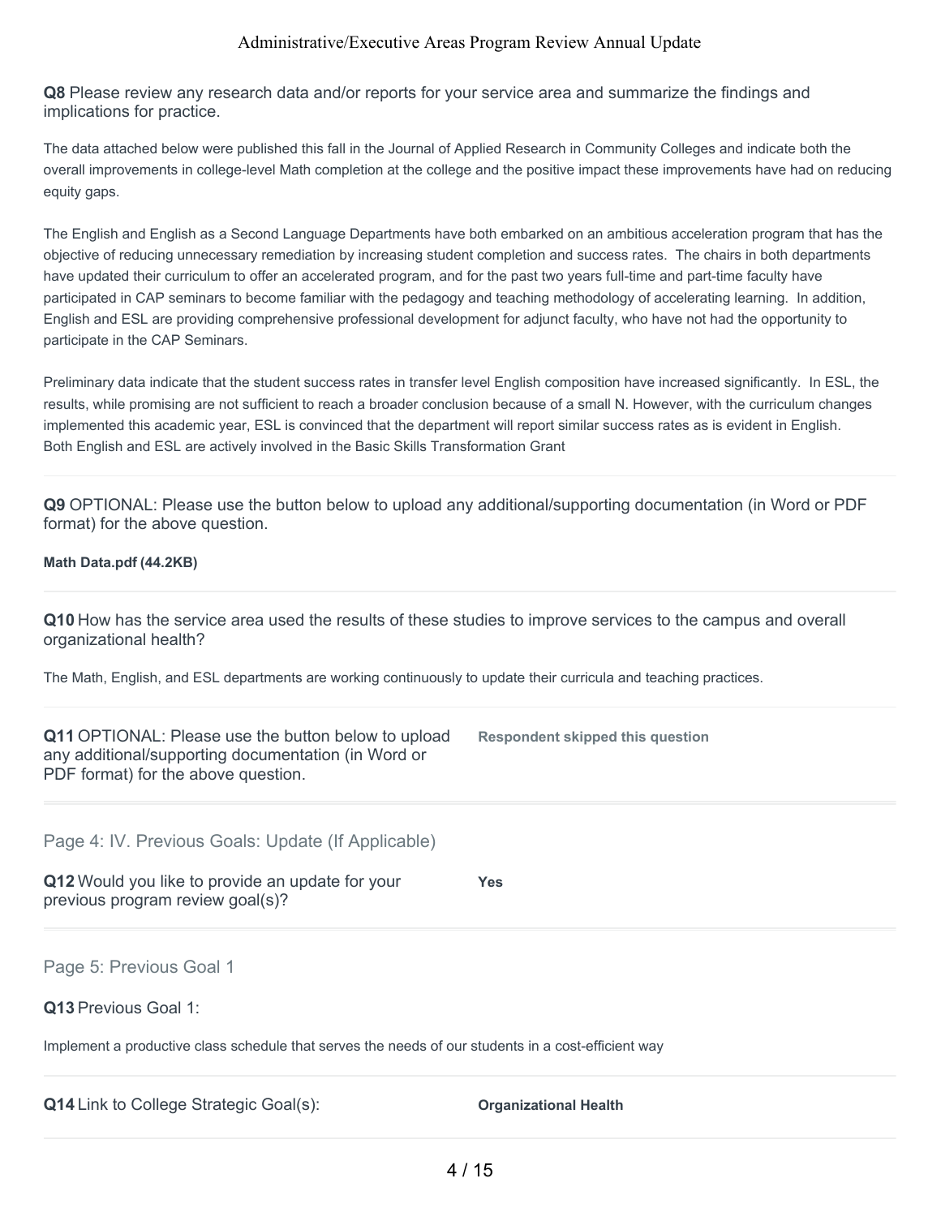**Q8** Please review any research data and/or reports for your service area and summarize the findings and implications for practice.

The data attached below were published this fall in the Journal of Applied Research in Community Colleges and indicate both the overall improvements in college-level Math completion at the college and the positive impact these improvements have had on reducing equity gaps.

The English and English as a Second Language Departments have both embarked on an ambitious acceleration program that has the objective of reducing unnecessary remediation by increasing student completion and success rates. The chairs in both departments have updated their curriculum to offer an accelerated program, and for the past two years full-time and part-time faculty have participated in CAP seminars to become familiar with the pedagogy and teaching methodology of accelerating learning. In addition, English and ESL are providing comprehensive professional development for adjunct faculty, who have not had the opportunity to participate in the CAP Seminars.

Preliminary data indicate that the student success rates in transfer level English composition have increased significantly. In ESL, the results, while promising are not sufficient to reach a broader conclusion because of a small N. However, with the curriculum changes implemented this academic year, ESL is convinced that the department will report similar success rates as is evident in English.
Both English and ESL are actively involved in the Basic Skills Transformation Grant

**Q9** OPTIONAL: Please use the button below to upload any additional/supporting documentation (in Word or PDF format) for the above question.

**Math Data.pdf (44.2KB)**

**Q10** How has the service area used the results of these studies to improve services to the campus and overall organizational health?

The Math, English, and ESL departments are working continuously to update their curricula and teaching practices.

**Q11** OPTIONAL: Please use the button below to upload any additional/supporting documentation (in Word or PDF format) for the above question.

**Respondent skipped this question**

## Page 4: IV. Previous Goals: Update (If Applicable)

**Q12** Would you like to provide an update for your previous program review goal(s)?

**Yes**

## Page 5: Previous Goal 1

**Q13** Previous Goal 1:

Implement a productive class schedule that serves the needs of our students in a cost-efficient way

**Q14** Link to College Strategic Goal(s):

**Organizational Health**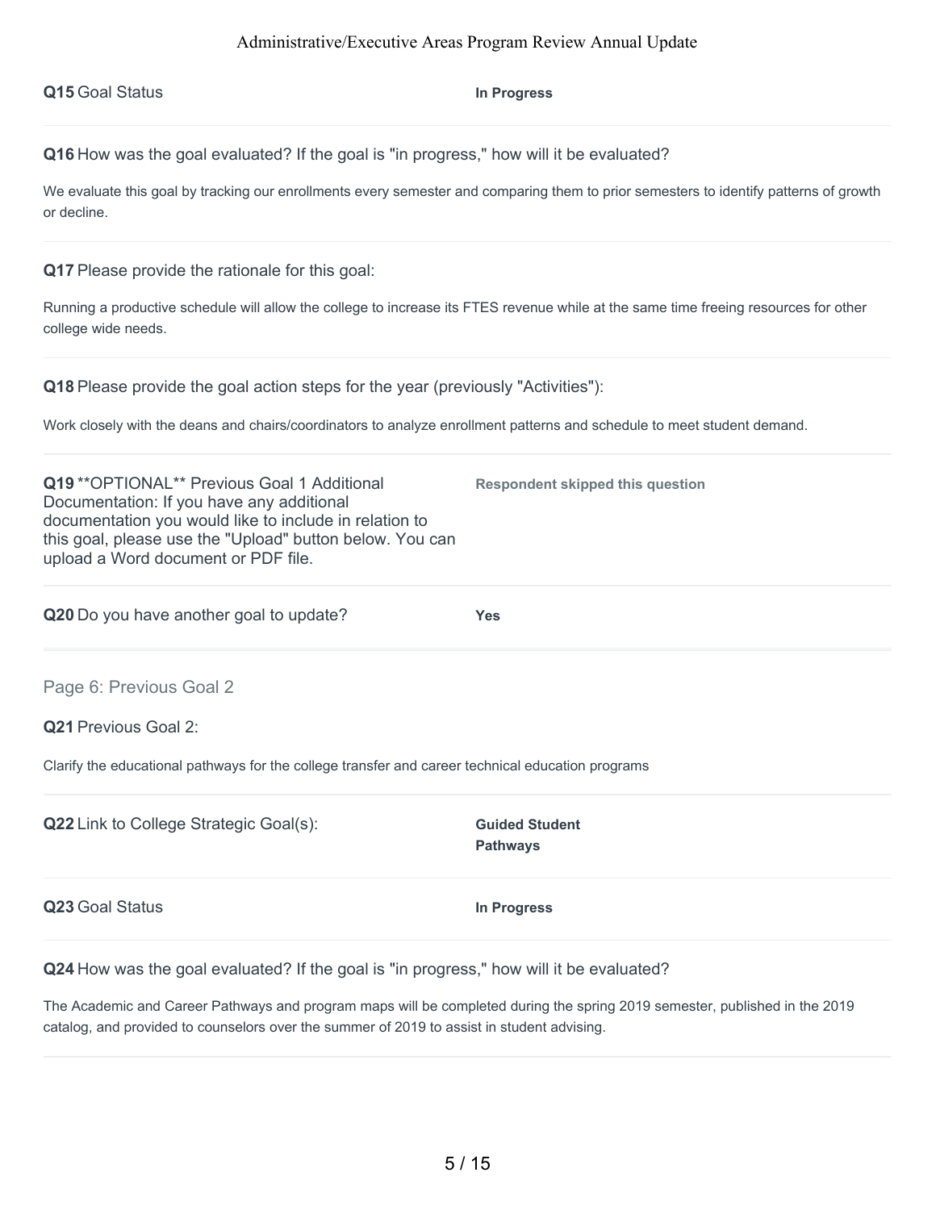**Q15** Goal Status

**In Progress**

---

**Q16** How was the goal evaluated? If the goal is "in progress," how will it be evaluated?

We evaluate this goal by tracking our enrollments every semester and comparing them to prior semesters to identify patterns of growth or decline.

---

**Q17** Please provide the rationale for this goal:

Running a productive schedule will allow the college to increase its FTES revenue while at the same time freeing resources for other college wide needs.

---

**Q18** Please provide the goal action steps for the year (previously "Activities"):

Work closely with the deans and chairs/coordinators to analyze enrollment patterns and schedule to meet student demand.

---

**Q19** **OPTIONAL** Previous Goal 1 Additional Documentation: If you have any additional documentation you would like to include in relation to this goal, please use the "Upload" button below. You can upload a Word document or PDF file.

**Respondent skipped this question**

---

**Q20** Do you have another goal to update?

**Yes**

---

## Page 6: Previous Goal 2

**Q21** Previous Goal 2:

Clarify the educational pathways for the college transfer and career technical education programs

---

**Q22** Link to College Strategic Goal(s):

**Guided Student Pathways**

---

**Q23** Goal Status

**In Progress**

---

**Q24** How was the goal evaluated? If the goal is "in progress," how will it be evaluated?

The Academic and Career Pathways and program maps will be completed during the spring 2019 semester, published in the 2019 catalog, and provided to counselors over the summer of 2019 to assist in student advising.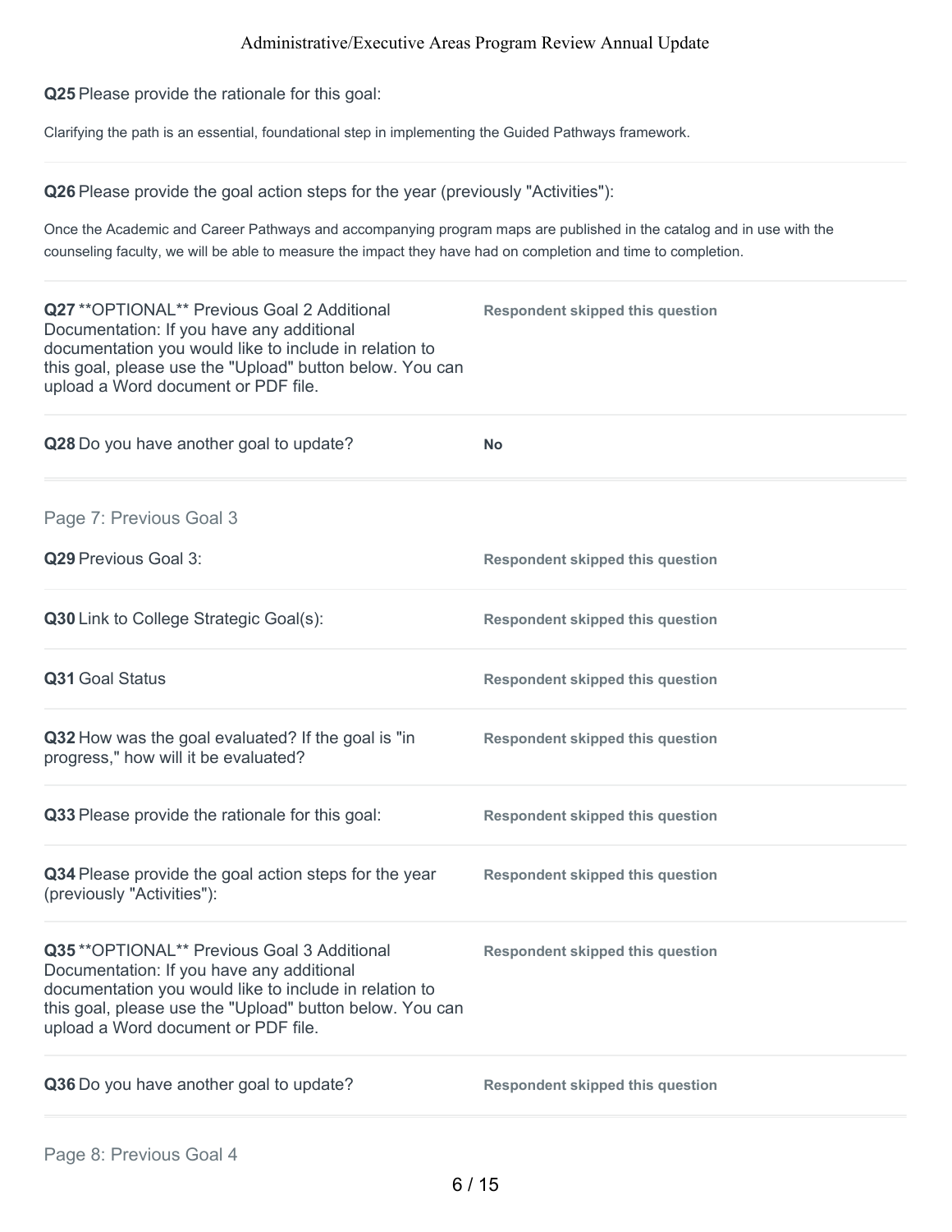**Q25** Please provide the rationale for this goal:

Clarifying the path is an essential, foundational step in implementing the Guided Pathways framework.

**Q26** Please provide the goal action steps for the year (previously "Activities"):

Once the Academic and Career Pathways and accompanying program maps are published in the catalog and in use with the counseling faculty, we will be able to measure the impact they have had on completion and time to completion.

| | |
|---|---|
| **Q27** **OPTIONAL** Previous Goal 2 Additional Documentation: If you have any additional documentation you would like to include in relation to this goal, please use the "Upload" button below. You can upload a Word document or PDF file. | **Respondent skipped this question** |
| **Q28** Do you have another goal to update? | **No** |

## Page 7: Previous Goal 3

| | |
|---|---|
| **Q29** Previous Goal 3: | **Respondent skipped this question** |
| **Q30** Link to College Strategic Goal(s): | **Respondent skipped this question** |
| **Q31** Goal Status | **Respondent skipped this question** |
| **Q32** How was the goal evaluated? If the goal is "in progress," how will it be evaluated? | **Respondent skipped this question** |
| **Q33** Please provide the rationale for this goal: | **Respondent skipped this question** |
| **Q34** Please provide the goal action steps for the year (previously "Activities"): | **Respondent skipped this question** |
| **Q35** **OPTIONAL** Previous Goal 3 Additional Documentation: If you have any additional documentation you would like to include in relation to this goal, please use the "Upload" button below. You can upload a Word document or PDF file. | **Respondent skipped this question** |
| **Q36** Do you have another goal to update? | **Respondent skipped this question** |

## Page 8: Previous Goal 4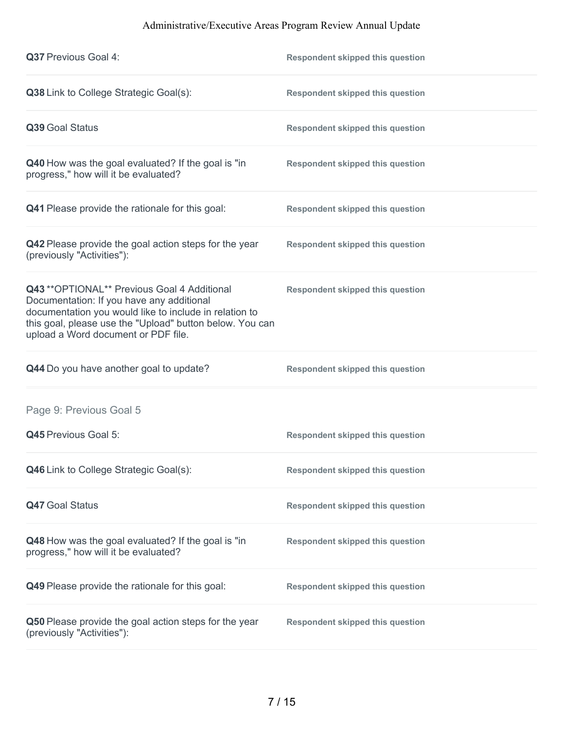**Q37** Previous Goal 4: **Respondent skipped this question**

**Q38** Link to College Strategic Goal(s): **Respondent skipped this question**

**Q39** Goal Status **Respondent skipped this question**

**Q40** How was the goal evaluated? If the goal is "in progress," how will it be evaluated? **Respondent skipped this question**

**Q41** Please provide the rationale for this goal: **Respondent skipped this question**

**Q42** Please provide the goal action steps for the year (previously "Activities"): **Respondent skipped this question**

**Q43** **OPTIONAL** Previous Goal 4 Additional Documentation: If you have any additional documentation you would like to include in relation to this goal, please use the "Upload" button below. You can upload a Word document or PDF file. **Respondent skipped this question**

**Q44** Do you have another goal to update? **Respondent skipped this question**

## Page 9: Previous Goal 5

**Q45** Previous Goal 5: **Respondent skipped this question**

**Q46** Link to College Strategic Goal(s): **Respondent skipped this question**

**Q47** Goal Status **Respondent skipped this question**

**Q48** How was the goal evaluated? If the goal is "in progress," how will it be evaluated? **Respondent skipped this question**

**Q49** Please provide the rationale for this goal: **Respondent skipped this question**

**Q50** Please provide the goal action steps for the year (previously "Activities"): **Respondent skipped this question**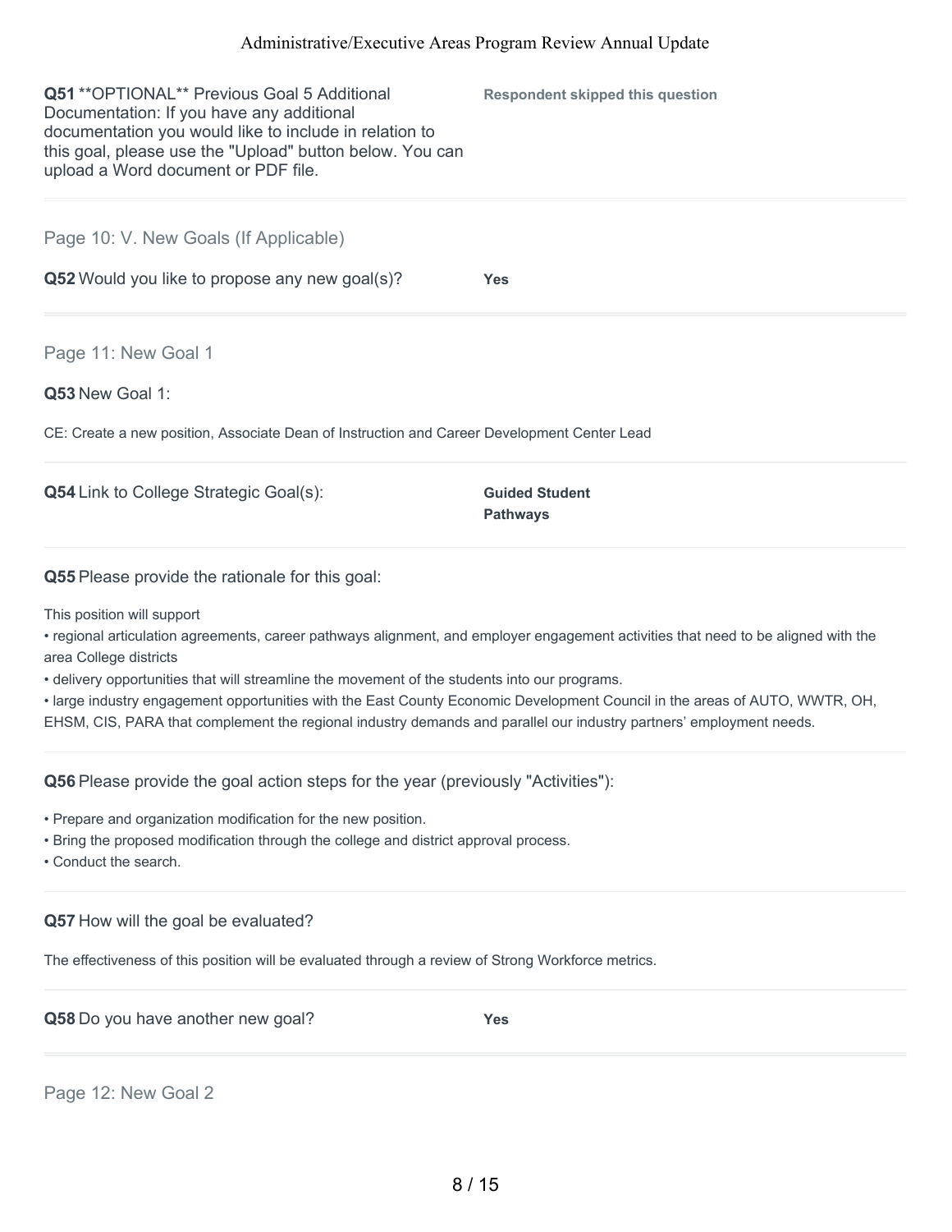**Q51** \*\*OPTIONAL\*\* Previous Goal 5 Additional Documentation: If you have any additional documentation you would like to include in relation to this goal, please use the "Upload" button below. You can upload a Word document or PDF file.

**Respondent skipped this question**

## Page 10: V. New Goals (If Applicable)

**Q52** Would you like to propose any new goal(s)?

**Yes**

## Page 11: New Goal 1

**Q53** New Goal 1:

CE: Create a new position, Associate Dean of Instruction and Career Development Center Lead

**Q54** Link to College Strategic Goal(s):

**Guided Student Pathways**

**Q55** Please provide the rationale for this goal:

This position will support

- regional articulation agreements, career pathways alignment, and employer engagement activities that need to be aligned with the area College districts
- delivery opportunities that will streamline the movement of the students into our programs.
- large industry engagement opportunities with the East County Economic Development Council in the areas of AUTO, WWTR, OH, EHSM, CIS, PARA that complement the regional industry demands and parallel our industry partners' employment needs.

**Q56** Please provide the goal action steps for the year (previously "Activities"):

- Prepare and organization modification for the new position.
- Bring the proposed modification through the college and district approval process.
- Conduct the search.

**Q57** How will the goal be evaluated?

The effectiveness of this position will be evaluated through a review of Strong Workforce metrics.

**Q58** Do you have another new goal?

**Yes**

## Page 12: New Goal 2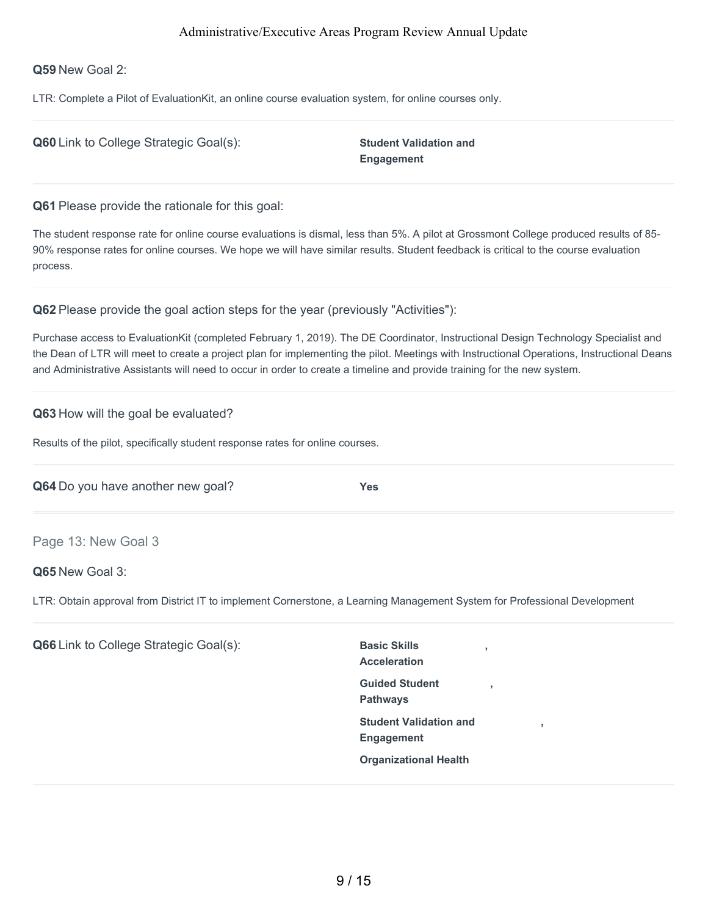**Q59** New Goal 2:

LTR: Complete a Pilot of EvaluationKit, an online course evaluation system, for online courses only.

**Q60** Link to College Strategic Goal(s):

**Student Validation and Engagement**

**Q61** Please provide the rationale for this goal:

The student response rate for online course evaluations is dismal, less than 5%. A pilot at Grossmont College produced results of 85-90% response rates for online courses. We hope we will have similar results. Student feedback is critical to the course evaluation process.

**Q62** Please provide the goal action steps for the year (previously "Activities"):

Purchase access to EvaluationKit (completed February 1, 2019). The DE Coordinator, Instructional Design Technology Specialist and the Dean of LTR will meet to create a project plan for implementing the pilot. Meetings with Instructional Operations, Instructional Deans and Administrative Assistants will need to occur in order to create a timeline and provide training for the new system.

**Q63** How will the goal be evaluated?

Results of the pilot, specifically student response rates for online courses.

**Q64** Do you have another new goal?

**Yes**

## Page 13: New Goal 3

**Q65** New Goal 3:

LTR: Obtain approval from District IT to implement Cornerstone, a Learning Management System for Professional Development

**Q66** Link to College Strategic Goal(s):

**Basic Skills Acceleration** ,

**Guided Student Pathways** ,

**Student Validation and Engagement** ,

**Organizational Health**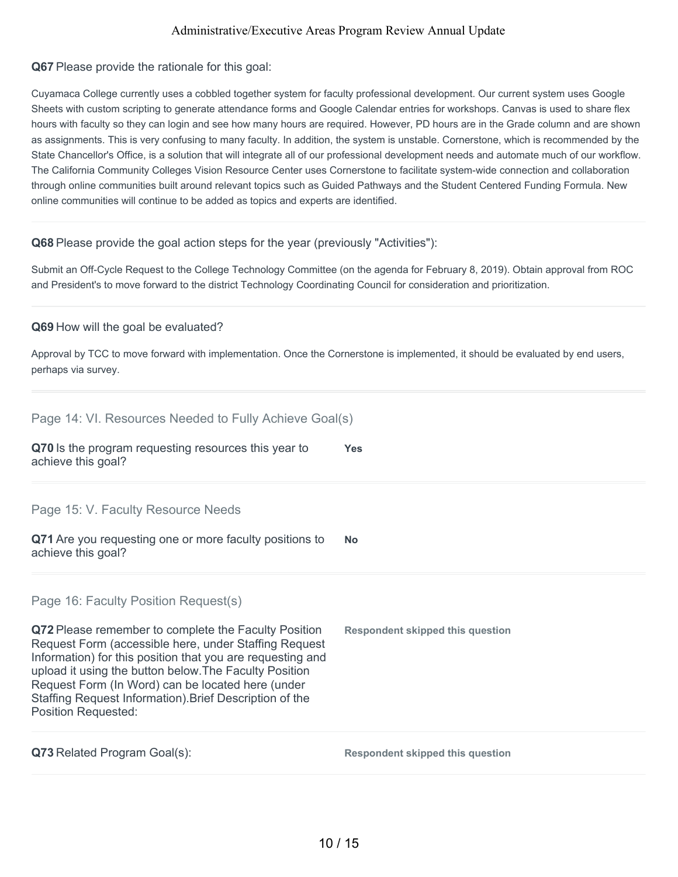**Q67** Please provide the rationale for this goal:

Cuyamaca College currently uses a cobbled together system for faculty professional development. Our current system uses Google Sheets with custom scripting to generate attendance forms and Google Calendar entries for workshops. Canvas is used to share flex hours with faculty so they can login and see how many hours are required. However, PD hours are in the Grade column and are shown as assignments. This is very confusing to many faculty. In addition, the system is unstable. Cornerstone, which is recommended by the State Chancellor's Office, is a solution that will integrate all of our professional development needs and automate much of our workflow. The California Community Colleges Vision Resource Center uses Cornerstone to facilitate system-wide connection and collaboration through online communities built around relevant topics such as Guided Pathways and the Student Centered Funding Formula. New online communities will continue to be added as topics and experts are identified.

**Q68** Please provide the goal action steps for the year (previously "Activities"):

Submit an Off-Cycle Request to the College Technology Committee (on the agenda for February 8, 2019). Obtain approval from ROC and President's to move forward to the district Technology Coordinating Council for consideration and prioritization.

**Q69** How will the goal be evaluated?

Approval by TCC to move forward with implementation. Once the Cornerstone is implemented, it should be evaluated by end users, perhaps via survey.

## Page 14: VI. Resources Needed to Fully Achieve Goal(s)

**Q70** Is the program requesting resources this year to achieve this goal? — **Yes**

## Page 15: V. Faculty Resource Needs

**Q71** Are you requesting one or more faculty positions to achieve this goal? — **No**

## Page 16: Faculty Position Request(s)

**Q72** Please remember to complete the Faculty Position Request Form (accessible here, under Staffing Request Information) for this position that you are requesting and upload it using the button below.The Faculty Position Request Form (In Word) can be located here (under Staffing Request Information).Brief Description of the Position Requested: — **Respondent skipped this question**

**Q73** Related Program Goal(s): — **Respondent skipped this question**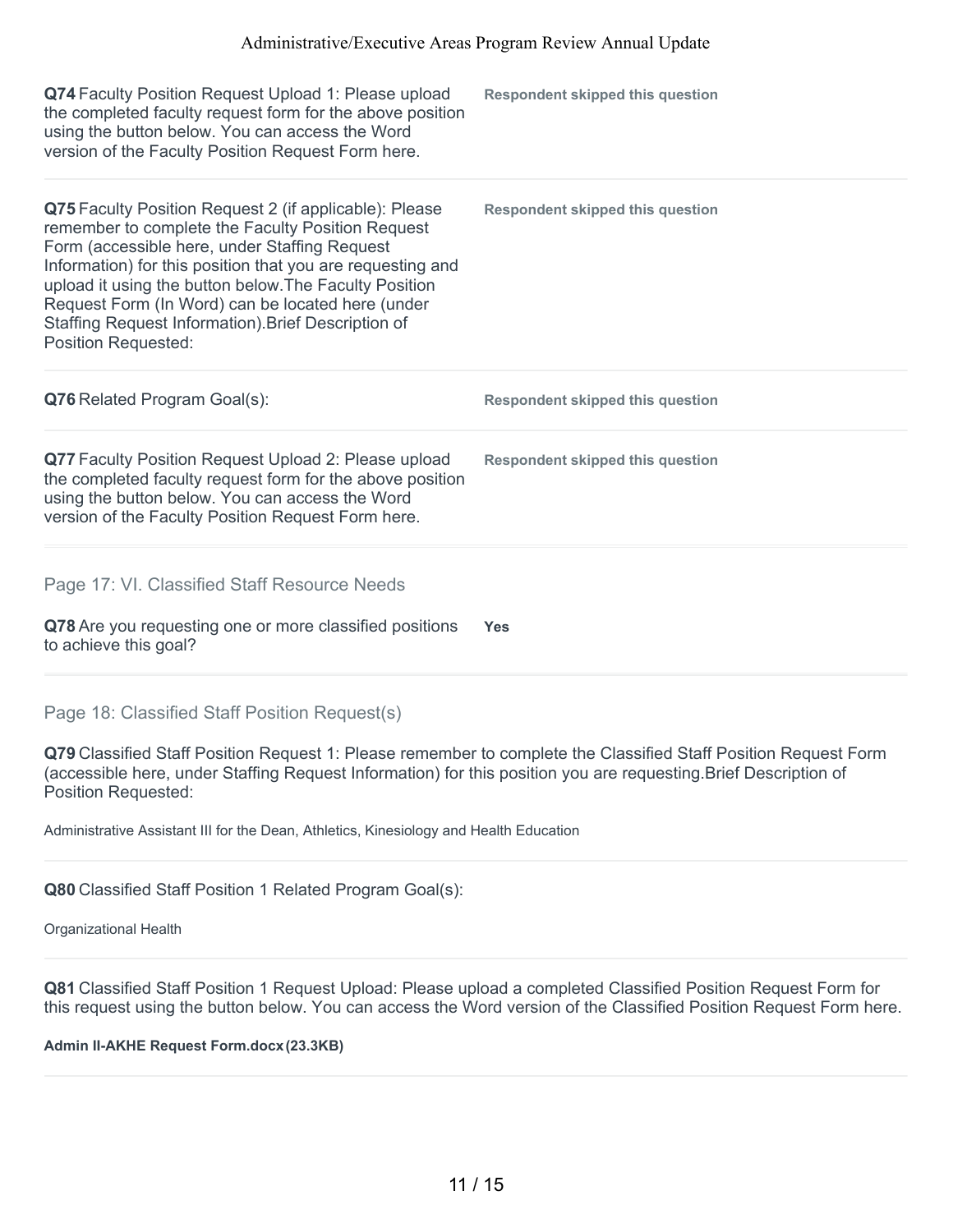**Q74** Faculty Position Request Upload 1: Please upload the completed faculty request form for the above position using the button below. You can access the Word version of the Faculty Position Request Form here.

**Respondent skipped this question**

**Q75** Faculty Position Request 2 (if applicable): Please remember to complete the Faculty Position Request Form (accessible here, under Staffing Request Information) for this position that you are requesting and upload it using the button below.The Faculty Position Request Form (In Word) can be located here (under Staffing Request Information).Brief Description of Position Requested:

**Respondent skipped this question**

**Q76** Related Program Goal(s):

**Respondent skipped this question**

**Q77** Faculty Position Request Upload 2: Please upload the completed faculty request form for the above position using the button below. You can access the Word version of the Faculty Position Request Form here.

**Respondent skipped this question**

## Page 17: VI. Classified Staff Resource Needs

**Q78** Are you requesting one or more classified positions to achieve this goal?

**Yes**

## Page 18: Classified Staff Position Request(s)

**Q79** Classified Staff Position Request 1: Please remember to complete the Classified Staff Position Request Form (accessible here, under Staffing Request Information) for this position you are requesting.Brief Description of Position Requested:

Administrative Assistant III for the Dean, Athletics, Kinesiology and Health Education

**Q80** Classified Staff Position 1 Related Program Goal(s):

Organizational Health

**Q81** Classified Staff Position 1 Request Upload: Please upload a completed Classified Position Request Form for this request using the button below. You can access the Word version of the Classified Position Request Form here.

**Admin II-AKHE Request Form.docx (23.3KB)**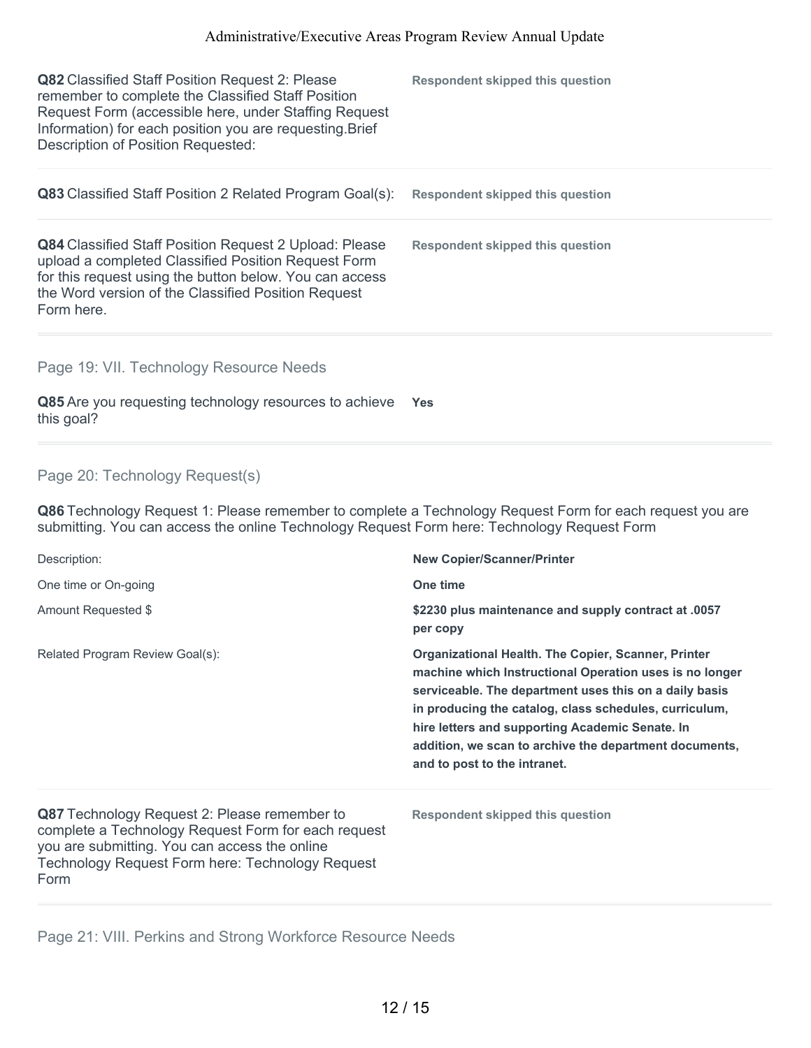**Q82** Classified Staff Position Request 2: Please remember to complete the Classified Staff Position Request Form (accessible here, under Staffing Request Information) for each position you are requesting.Brief Description of Position Requested:

**Respondent skipped this question**

**Q83** Classified Staff Position 2 Related Program Goal(s):

**Respondent skipped this question**

**Q84** Classified Staff Position Request 2 Upload: Please upload a completed Classified Position Request Form for this request using the button below. You can access the Word version of the Classified Position Request Form here.

**Respondent skipped this question**

## Page 19: VII. Technology Resource Needs

**Q85** Are you requesting technology resources to achieve this goal?

**Yes**

## Page 20: Technology Request(s)

**Q86** Technology Request 1: Please remember to complete a Technology Request Form for each request you are submitting. You can access the online Technology Request Form here: Technology Request Form

| | |
|---|---|
| Description: | **New Copier/Scanner/Printer** |
| One time or On-going | **One time** |
| Amount Requested $ | **$2230 plus maintenance and supply contract at .0057 per copy** |
| Related Program Review Goal(s): | **Organizational Health. The Copier, Scanner, Printer machine which Instructional Operation uses is no longer serviceable. The department uses this on a daily basis in producing the catalog, class schedules, curriculum, hire letters and supporting Academic Senate. In addition, we scan to archive the department documents, and to post to the intranet.** |

**Q87** Technology Request 2: Please remember to complete a Technology Request Form for each request you are submitting. You can access the online Technology Request Form here: Technology Request Form

**Respondent skipped this question**

## Page 21: VIII. Perkins and Strong Workforce Resource Needs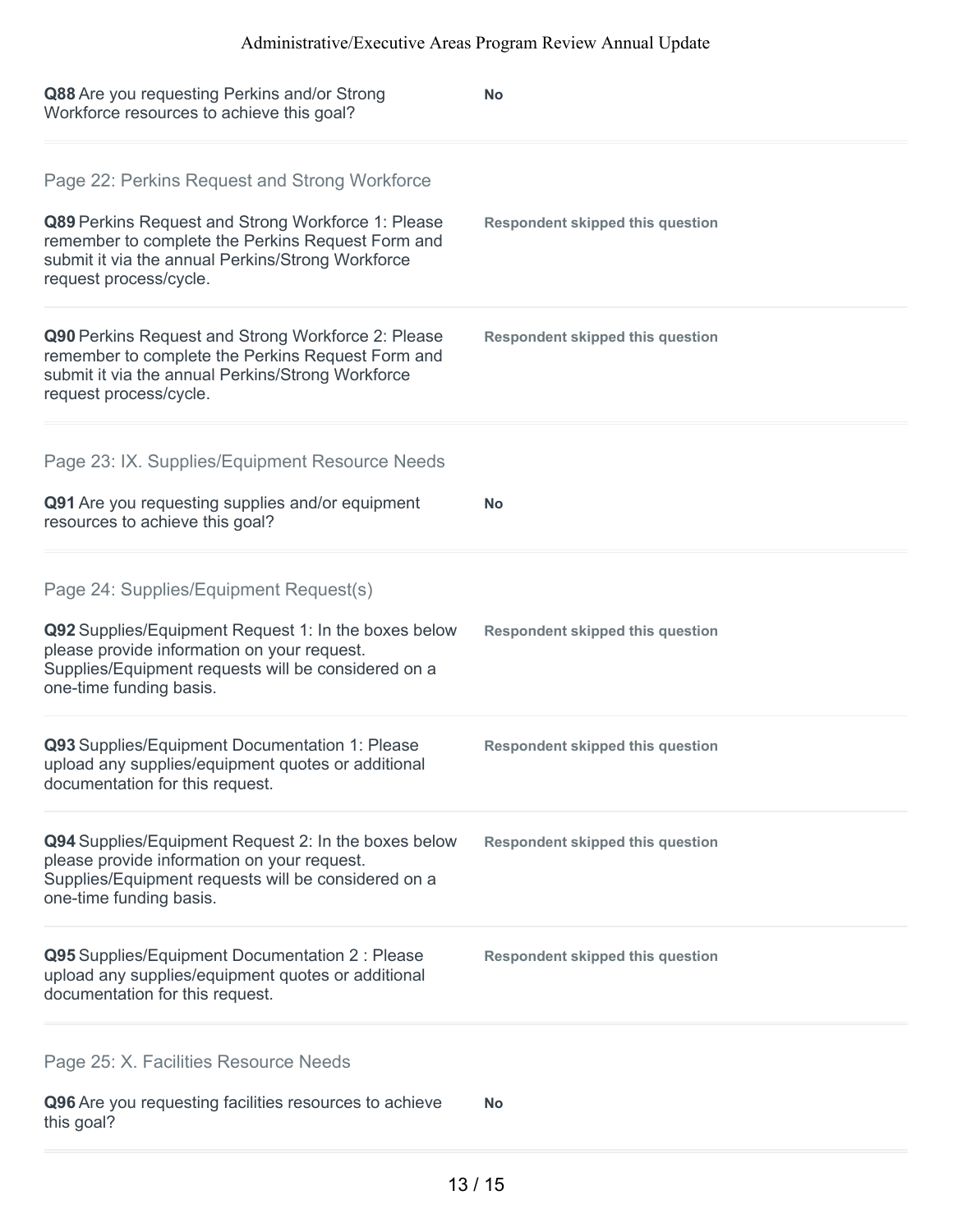**Q88** Are you requesting Perkins and/or Strong Workforce resources to achieve this goal?

**No**

## Page 22: Perkins Request and Strong Workforce

**Q89** Perkins Request and Strong Workforce 1: Please remember to complete the Perkins Request Form and submit it via the annual Perkins/Strong Workforce request process/cycle.

**Respondent skipped this question**

**Q90** Perkins Request and Strong Workforce 2: Please remember to complete the Perkins Request Form and submit it via the annual Perkins/Strong Workforce request process/cycle.

**Respondent skipped this question**

## Page 23: IX. Supplies/Equipment Resource Needs

**Q91** Are you requesting supplies and/or equipment resources to achieve this goal?

**No**

## Page 24: Supplies/Equipment Request(s)

**Q92** Supplies/Equipment Request 1: In the boxes below please provide information on your request. Supplies/Equipment requests will be considered on a one-time funding basis.

**Respondent skipped this question**

**Q93** Supplies/Equipment Documentation 1: Please upload any supplies/equipment quotes or additional documentation for this request.

**Respondent skipped this question**

**Q94** Supplies/Equipment Request 2: In the boxes below please provide information on your request. Supplies/Equipment requests will be considered on a one-time funding basis.

**Respondent skipped this question**

**Q95** Supplies/Equipment Documentation 2 : Please upload any supplies/equipment quotes or additional documentation for this request.

**Respondent skipped this question**

## Page 25: X. Facilities Resource Needs

**Q96** Are you requesting facilities resources to achieve this goal?

**No**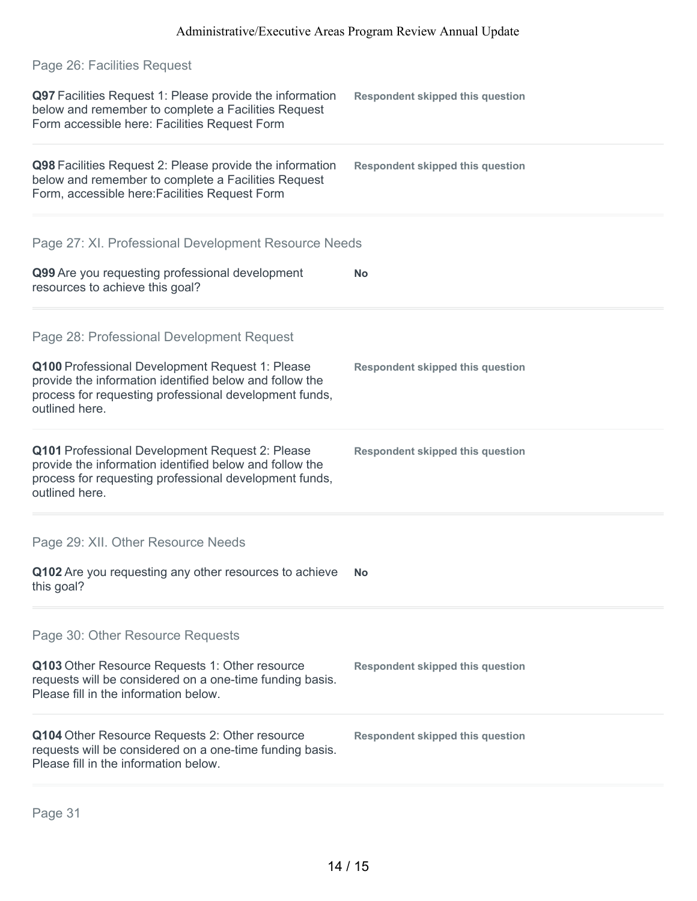## Page 26: Facilities Request

**Q97** Facilities Request 1: Please provide the information below and remember to complete a Facilities Request Form accessible here: Facilities Request Form

**Respondent skipped this question**

**Q98** Facilities Request 2: Please provide the information below and remember to complete a Facilities Request Form, accessible here:Facilities Request Form

**Respondent skipped this question**

## Page 27: XI. Professional Development Resource Needs

**Q99** Are you requesting professional development resources to achieve this goal?

**No**

## Page 28: Professional Development Request

**Q100** Professional Development Request 1: Please provide the information identified below and follow the process for requesting professional development funds, outlined here.

**Respondent skipped this question**

**Q101** Professional Development Request 2: Please provide the information identified below and follow the process for requesting professional development funds, outlined here.

**Respondent skipped this question**

## Page 29: XII. Other Resource Needs

**Q102** Are you requesting any other resources to achieve this goal?

**No**

## Page 30: Other Resource Requests

**Q103** Other Resource Requests 1: Other resource requests will be considered on a one-time funding basis. Please fill in the information below.

**Respondent skipped this question**

**Q104** Other Resource Requests 2: Other resource requests will be considered on a one-time funding basis. Please fill in the information below.

**Respondent skipped this question**

## Page 31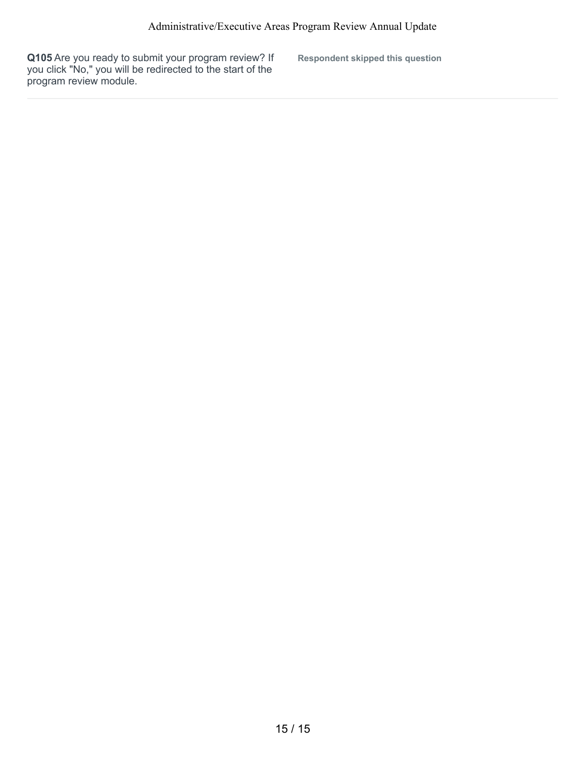**Q105** Are you ready to submit your program review? If you click "No," you will be redirected to the start of the program review module.

**Respondent skipped this question**